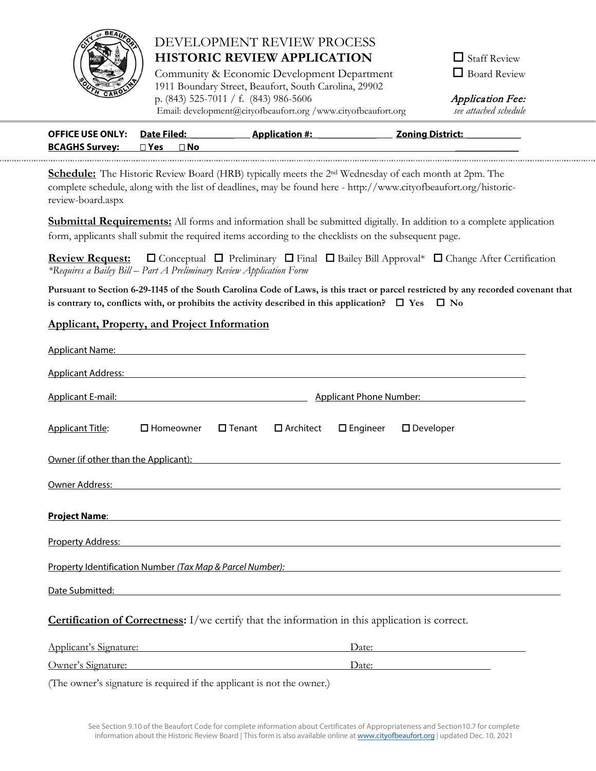# DEVELOPMENT REVIEW PROCESS
## HISTORIC REVIEW APPLICATION

Community & Economic Development Department
1911 Boundary Street, Beaufort, South Carolina, 29902
p. (843) 525-7011 / f. (843) 986-5606
Email: development@cityofbeaufort.org /www.cityofbeaufort.org

☐ Staff Review
☐ Board Review

*Application Fee:*
*see attached schedule*

**OFFICE USE ONLY:** **Date Filed:** __________ **Application #:** ____________ **Zoning District:** ___________
**BCAGHS Survey:** ☐ **Yes** ☐ **No** _____________

**Schedule:** The Historic Review Board (HRB) typically meets the 2nd Wednesday of each month at 2pm. The complete schedule, along with the list of deadlines, may be found here - http://www.cityofbeaufort.org/historic-review-board.aspx

**Submittal Requirements:** All forms and information shall be submitted digitally. In addition to a complete application form, applicants shall submit the required items according to the checklists on the subsequent page.

**Review Request:** ☐ Conceptual ☐ Preliminary ☐ Final ☐ Bailey Bill Approval* ☐ Change After Certification
*\*Requires a Bailey Bill – Part A Preliminary Review Application Form*

**Pursuant to Section 6-29-1145 of the South Carolina Code of Laws, is this tract or parcel restricted by any recorded covenant that is contrary to, conflicts with, or prohibits the activity described in this application?** ☐ **Yes** ☐ **No**

## Applicant, Property, and Project Information

Applicant Name: ______________________________

Applicant Address: ______________________________

Applicant E-mail: ______________________________ Applicant Phone Number: ______________________________

Applicant Title: ☐ Homeowner ☐ Tenant ☐ Architect ☐ Engineer ☐ Developer

Owner (if other than the Applicant): ______________________________

Owner Address: ______________________________

**Project Name**: ______________________________

Property Address: ______________________________

Property Identification Number *(Tax Map & Parcel Number)*: ______________________________

Date Submitted: ______________________________

**Certification of Correctness:** I/we certify that the information in this application is correct.

Applicant's Signature: ______________________________ Date: ______________

Owner's Signature: ______________________________ Date: ______________

(The owner's signature is required if the applicant is not the owner.)

See Section 9.10 of the Beaufort Code for complete information about Certificates of Appropriateness and Section10.7 for complete information about the Historic Review Board | This form is also available online at www.cityofbeaufort.org | updated Dec. 10, 2021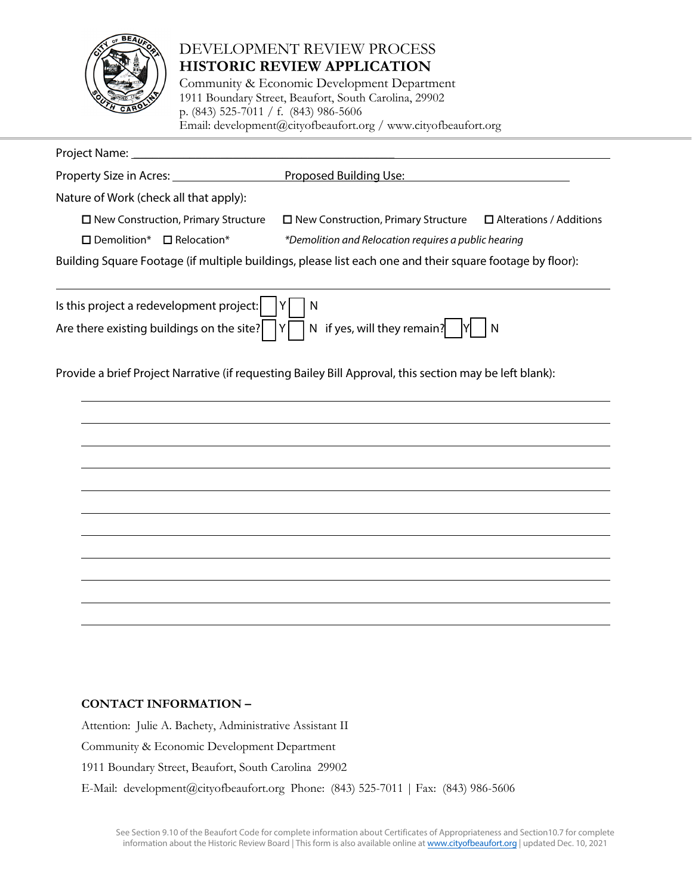# DEVELOPMENT REVIEW PROCESS

## HISTORIC REVIEW APPLICATION

Community & Economic Development Department
1911 Boundary Street, Beaufort, South Carolina, 29902
p. (843) 525-7011 / f. (843) 986-5606
Email: development@cityofbeaufort.org / www.cityofbeaufort.org

Project Name: ______________________________________________

Property Size in Acres: ______________ Proposed Building Use: ______________________

Nature of Work (check all that apply):

☐ New Construction, Primary Structure ☐ New Construction, Primary Structure ☐ Alterations / Additions

☐ Demolition* ☐ Relocation* *Demolition and Relocation requires a public hearing*

Building Square Footage (if multiple buildings, please list each one and their square footage by floor):

______________________________________________

Is this project a redevelopment project: ☐ Y ☐ N

Are there existing buildings on the site? ☐ Y ☐ N if yes, will they remain? ☐ Y ☐ N

Provide a brief Project Narrative (if requesting Bailey Bill Approval, this section may be left blank):

______________________________________________

______________________________________________

______________________________________________

______________________________________________

______________________________________________

______________________________________________

______________________________________________

______________________________________________

______________________________________________

______________________________________________

**CONTACT INFORMATION –**

Attention: Julie A. Bachety, Administrative Assistant II

Community & Economic Development Department

1911 Boundary Street, Beaufort, South Carolina 29902

E-Mail: development@cityofbeaufort.org Phone: (843) 525-7011 | Fax: (843) 986-5606

See Section 9.10 of the Beaufort Code for complete information about Certificates of Appropriateness and Section10.7 for complete information about the Historic Review Board | This form is also available online at www.cityofbeaufort.org | updated Dec. 10, 2021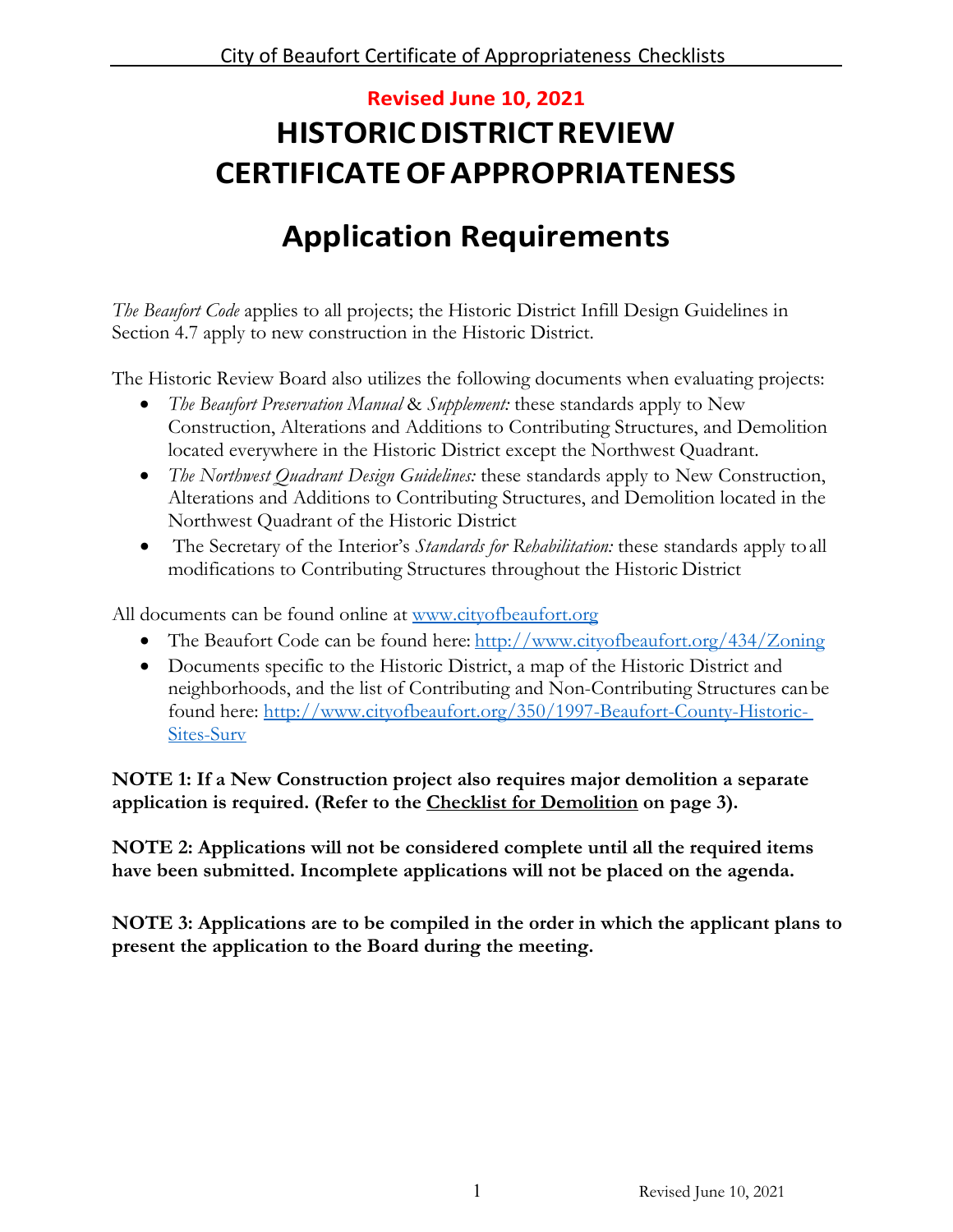**Revised June 10, 2021**

# HISTORIC DISTRICT REVIEW CERTIFICATE OF APPROPRIATENESS

# Application Requirements

*The Beaufort Code* applies to all projects; the Historic District Infill Design Guidelines in Section 4.7 apply to new construction in the Historic District.

The Historic Review Board also utilizes the following documents when evaluating projects:

- *The Beaufort Preservation Manual* & *Supplement:* these standards apply to New Construction, Alterations and Additions to Contributing Structures, and Demolition located everywhere in the Historic District except the Northwest Quadrant.
- *The Northwest Quadrant Design Guidelines:* these standards apply to New Construction, Alterations and Additions to Contributing Structures, and Demolition located in the Northwest Quadrant of the Historic District
- The Secretary of the Interior's *Standards for Rehabilitation:* these standards apply to all modifications to Contributing Structures throughout the Historic District

All documents can be found online at [www.cityofbeaufort.org](http://www.cityofbeaufort.org)

- The Beaufort Code can be found here: [http://www.cityofbeaufort.org/434/Zoning](http://www.cityofbeaufort.org/434/Zoning)
- Documents specific to the Historic District, a map of the Historic District and neighborhoods, and the list of Contributing and Non-Contributing Structures can be found here: [http://www.cityofbeaufort.org/350/1997-Beaufort-County-Historic-Sites-Surv](http://www.cityofbeaufort.org/350/1997-Beaufort-County-Historic-Sites-Surv)

**NOTE 1: If a New Construction project also requires major demolition a separate application is required. (Refer to the <u>Checklist for Demolition</u> on page 3).**

**NOTE 2: Applications will not be considered complete until all the required items have been submitted. Incomplete applications will not be placed on the agenda.**

**NOTE 3: Applications are to be compiled in the order in which the applicant plans to present the application to the Board during the meeting.**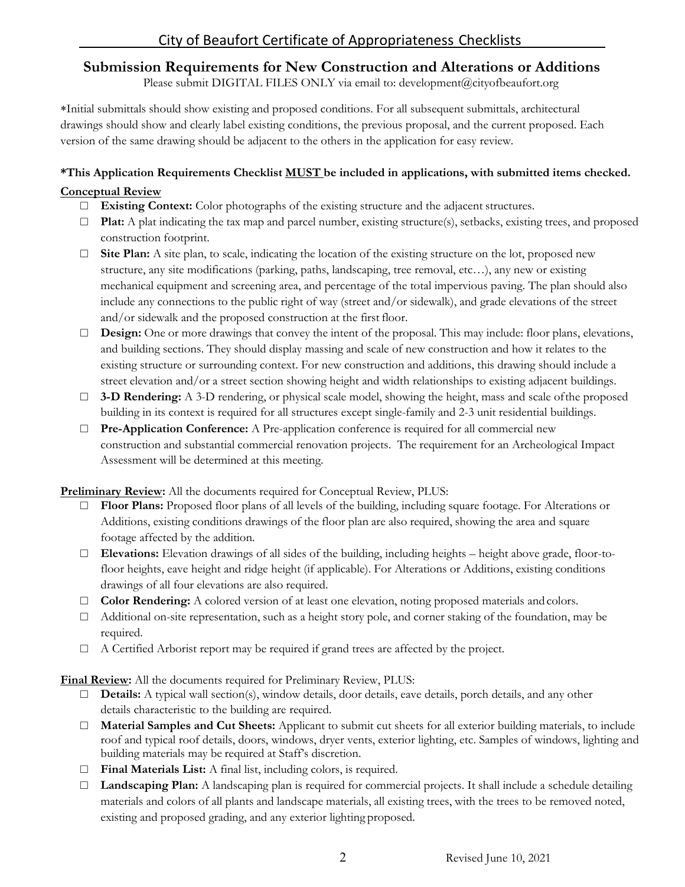## City of Beaufort Certificate of Appropriateness Checklists

### Submission Requirements for New Construction and Alterations or Additions

Please submit DIGITAL FILES ONLY via email to: development@cityofbeaufort.org

*Initial submittals should show existing and proposed conditions. For all subsequent submittals, architectural drawings should show and clearly label existing conditions, the previous proposal, and the current proposed. Each version of the same drawing should be adjacent to the others in the application for easy review.

**\*This Application Requirements Checklist <u>MUST</u> be included in applications, with submitted items checked.**

**<u>Conceptual Review</u>**

- ☐ **Existing Context:** Color photographs of the existing structure and the adjacent structures.
- ☐ **Plat:** A plat indicating the tax map and parcel number, existing structure(s), setbacks, existing trees, and proposed construction footprint.
- ☐ **Site Plan:** A site plan, to scale, indicating the location of the existing structure on the lot, proposed new structure, any site modifications (parking, paths, landscaping, tree removal, etc…), any new or existing mechanical equipment and screening area, and percentage of the total impervious paving. The plan should also include any connections to the public right of way (street and/or sidewalk), and grade elevations of the street and/or sidewalk and the proposed construction at the first floor.
- ☐ **Design:** One or more drawings that convey the intent of the proposal. This may include: floor plans, elevations, and building sections. They should display massing and scale of new construction and how it relates to the existing structure or surrounding context. For new construction and additions, this drawing should include a street elevation and/or a street section showing height and width relationships to existing adjacent buildings.
- ☐ **3-D Rendering:** A 3-D rendering, or physical scale model, showing the height, mass and scale of the proposed building in its context is required for all structures except single-family and 2-3 unit residential buildings.
- ☐ **Pre-Application Conference:** A Pre-application conference is required for all commercial new construction and substantial commercial renovation projects. The requirement for an Archeological Impact Assessment will be determined at this meeting.

**<u>Preliminary Review</u>:** All the documents required for Conceptual Review, PLUS:

- ☐ **Floor Plans:** Proposed floor plans of all levels of the building, including square footage. For Alterations or Additions, existing conditions drawings of the floor plan are also required, showing the area and square footage affected by the addition.
- ☐ **Elevations:** Elevation drawings of all sides of the building, including heights – height above grade, floor-to-floor heights, eave height and ridge height (if applicable). For Alterations or Additions, existing conditions drawings of all four elevations are also required.
- ☐ **Color Rendering:** A colored version of at least one elevation, noting proposed materials and colors.
- ☐ Additional on-site representation, such as a height story pole, and corner staking of the foundation, may be required.
- ☐ A Certified Arborist report may be required if grand trees are affected by the project.

**<u>Final Review</u>:** All the documents required for Preliminary Review, PLUS:

- ☐ **Details:** A typical wall section(s), window details, door details, eave details, porch details, and any other details characteristic to the building are required.
- ☐ **Material Samples and Cut Sheets:** Applicant to submit cut sheets for all exterior building materials, to include roof and typical roof details, doors, windows, dryer vents, exterior lighting, etc. Samples of windows, lighting and building materials may be required at Staff's discretion.
- ☐ **Final Materials List:** A final list, including colors, is required.
- ☐ **Landscaping Plan:** A landscaping plan is required for commercial projects. It shall include a schedule detailing materials and colors of all plants and landscape materials, all existing trees, with the trees to be removed noted, existing and proposed grading, and any exterior lighting proposed.

Revised June 10, 2021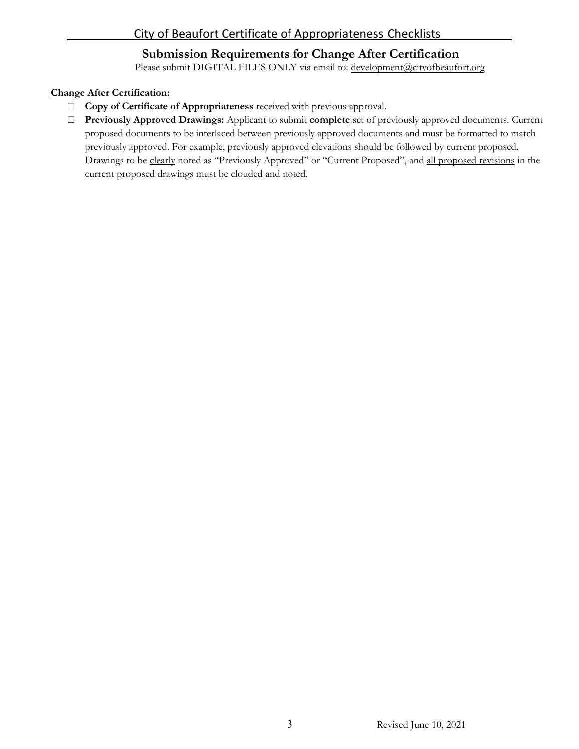## Submission Requirements for Change After Certification

Please submit DIGITAL FILES ONLY via email to: development@cityofbeaufort.org

**Change After Certification:**

- ☐ **Copy of Certificate of Appropriateness** received with previous approval.
- ☐ **Previously Approved Drawings:** Applicant to submit **complete** set of previously approved documents. Current proposed documents to be interlaced between previously approved documents and must be formatted to match previously approved. For example, previously approved elevations should be followed by current proposed. Drawings to be clearly noted as "Previously Approved" or "Current Proposed", and all proposed revisions in the current proposed drawings must be clouded and noted.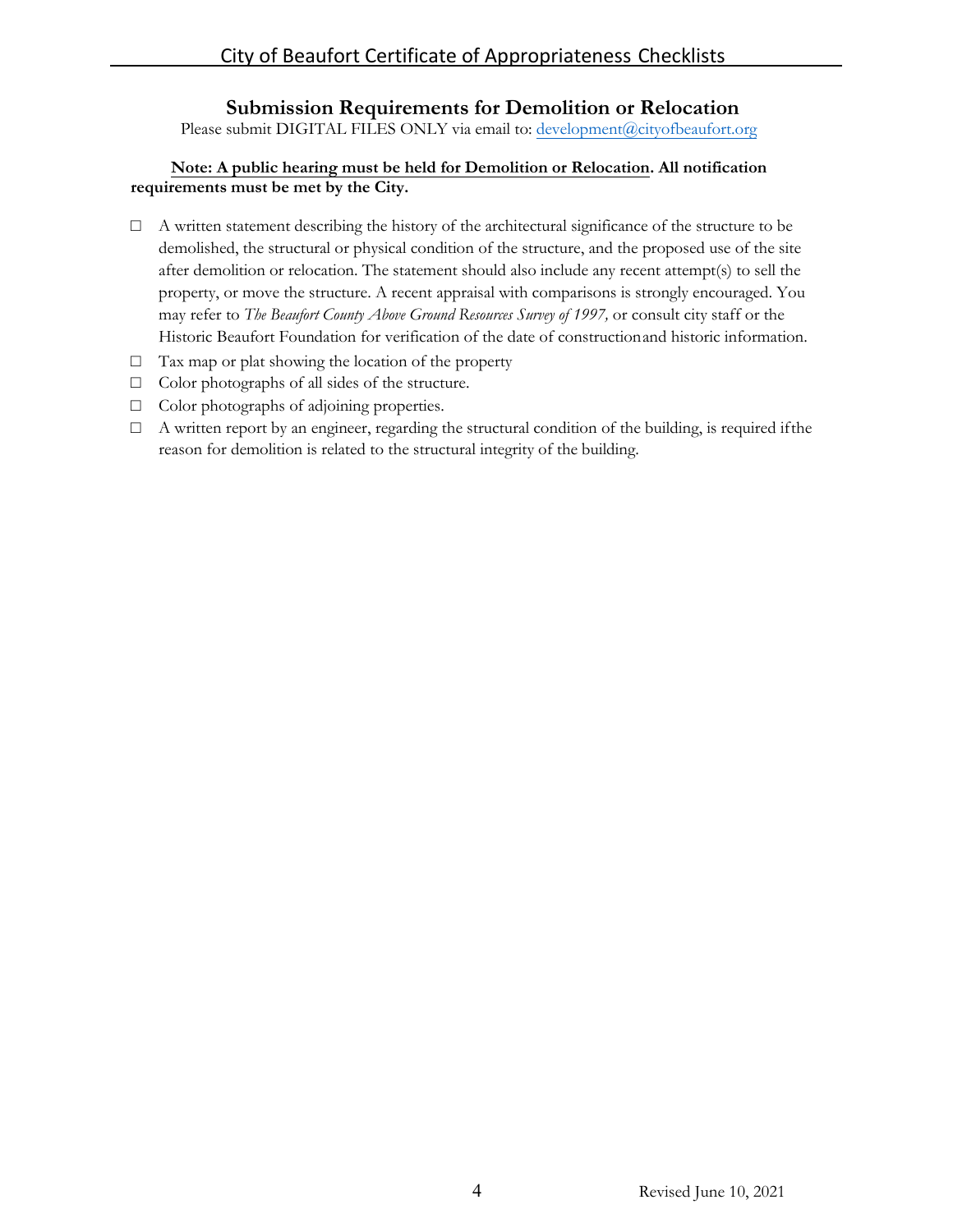## Submission Requirements for Demolition or Relocation

Please submit DIGITAL FILES ONLY via email to: development@cityofbeaufort.org

**Note: A public hearing must be held for Demolition or Relocation. All notification requirements must be met by the City.**

- ☐ A written statement describing the history of the architectural significance of the structure to be demolished, the structural or physical condition of the structure, and the proposed use of the site after demolition or relocation. The statement should also include any recent attempt(s) to sell the property, or move the structure. A recent appraisal with comparisons is strongly encouraged. You may refer to *The Beaufort County Above Ground Resources Survey of 1997,* or consult city staff or the Historic Beaufort Foundation for verification of the date of construction and historic information.
- ☐ Tax map or plat showing the location of the property
- ☐ Color photographs of all sides of the structure.
- ☐ Color photographs of adjoining properties.
- ☐ A written report by an engineer, regarding the structural condition of the building, is required if the reason for demolition is related to the structural integrity of the building.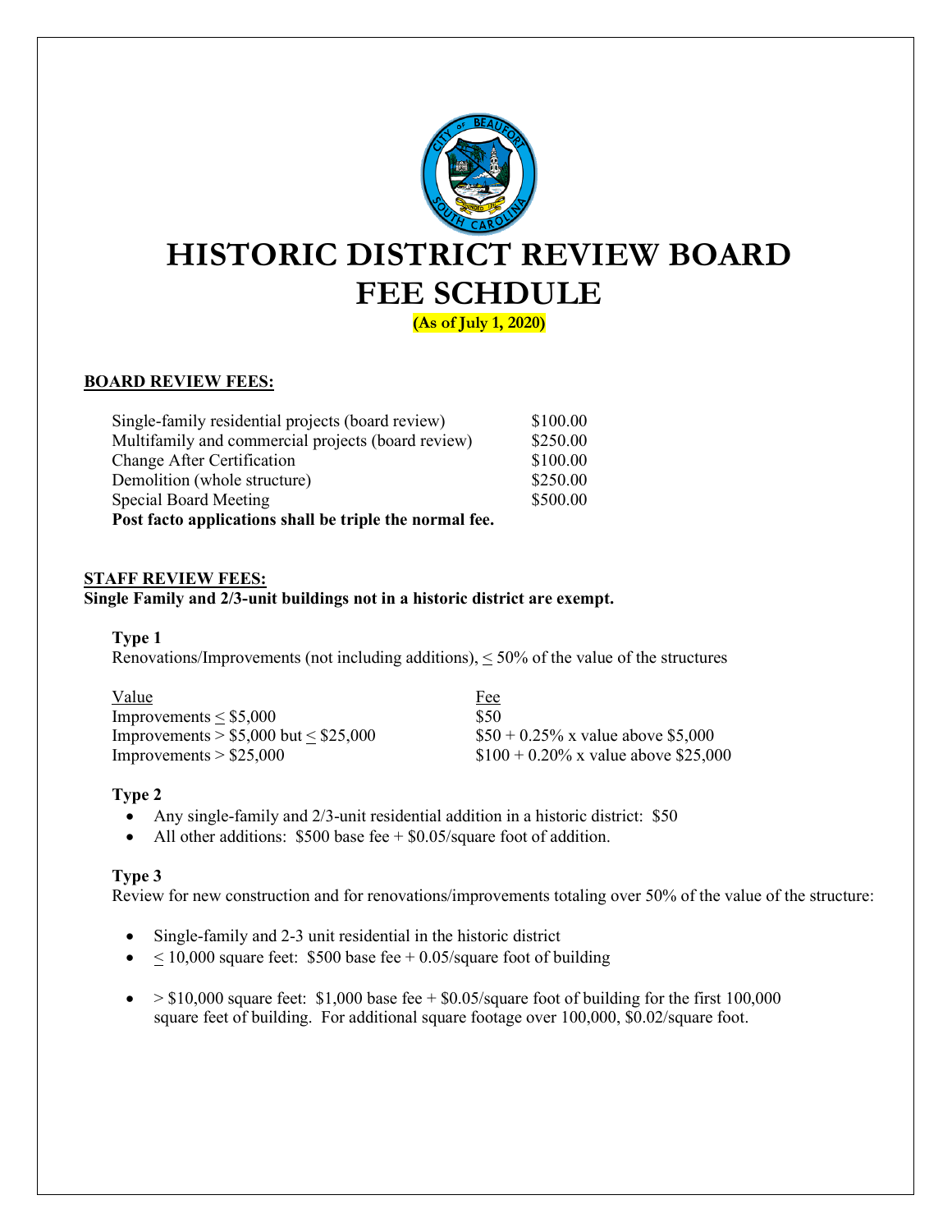# HISTORIC DISTRICT REVIEW BOARD FEE SCHDULE

**(As of July 1, 2020)**

**BOARD REVIEW FEES:**

| | |
|---|---|
| Single-family residential projects (board review) | $100.00 |
| Multifamily and commercial projects (board review) | $250.00 |
| Change After Certification | $100.00 |
| Demolition (whole structure) | $250.00 |
| Special Board Meeting | $500.00 |

**Post facto applications shall be triple the normal fee.**

**STAFF REVIEW FEES:**

**Single Family and 2/3-unit buildings not in a historic district are exempt.**

**Type 1**

Renovations/Improvements (not including additions), ≤ 50% of the value of the structures

| Value | Fee |
|---|---|
| Improvements ≤ $5,000 | $50 |
| Improvements > $5,000 but ≤ $25,000 | $50 + 0.25% x value above $5,000 |
| Improvements > $25,000 | $100 + 0.20% x value above $25,000 |

**Type 2**

- Any single-family and 2/3-unit residential addition in a historic district: $50
- All other additions: $500 base fee + $0.05/square foot of addition.

**Type 3**

Review for new construction and for renovations/improvements totaling over 50% of the value of the structure:

- Single-family and 2-3 unit residential in the historic district
- ≤ 10,000 square feet: $500 base fee + 0.05/square foot of building
- > $10,000 square feet: $1,000 base fee + $0.05/square foot of building for the first 100,000 square feet of building. For additional square footage over 100,000, $0.02/square foot.